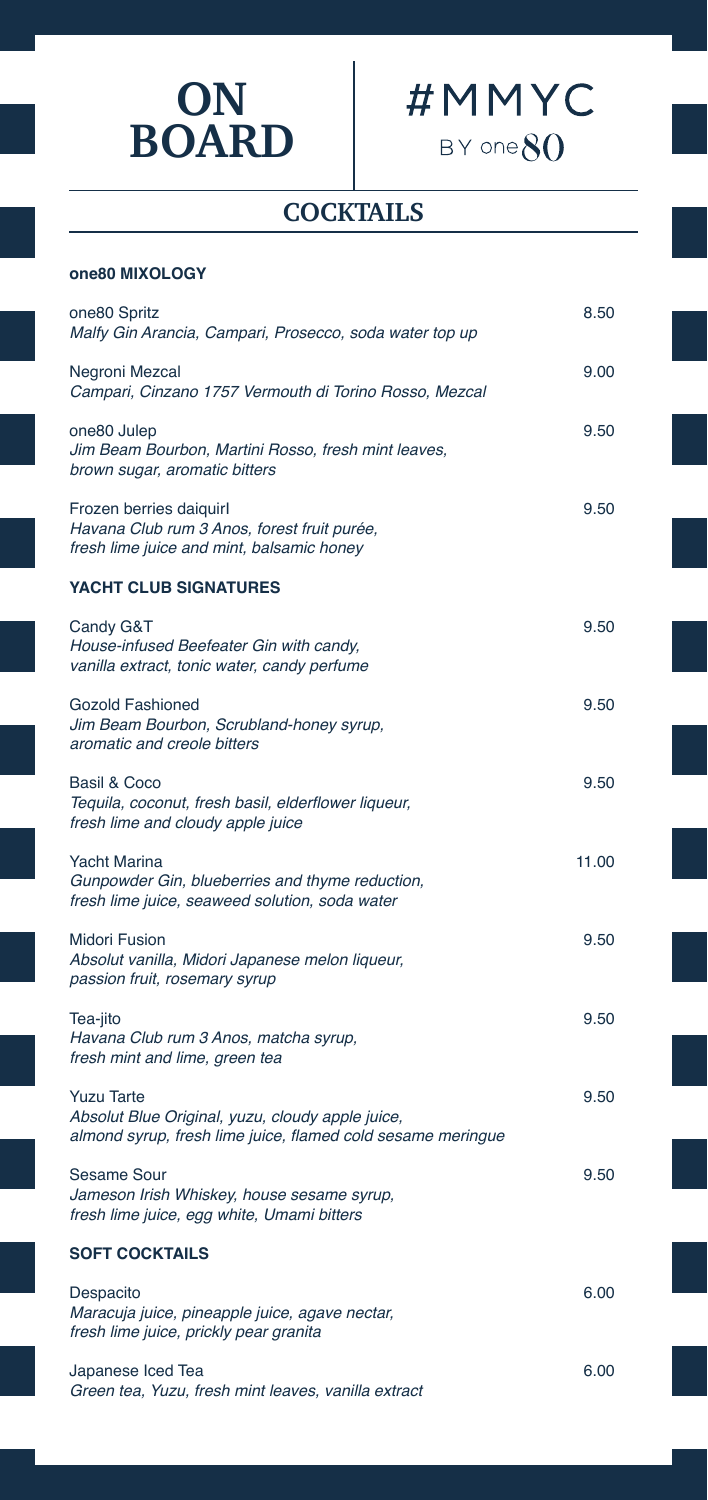# ON BOARD

# #MMYC
BY one80

## COCKTAILS

### one80 MIXOLOGY

| | |
|---|---|
| one80 Spritz<br>*Malfy Gin Arancia, Campari, Prosecco, soda water top up* | 8.50 |
| Negroni Mezcal<br>*Campari, Cinzano 1757 Vermouth di Torino Rosso, Mezcal* | 9.00 |
| one80 Julep<br>*Jim Beam Bourbon, Martini Rosso, fresh mint leaves, brown sugar, aromatic bitters* | 9.50 |
| Frozen berries daiquirl<br>*Havana Club rum 3 Anos, forest fruit purée, fresh lime juice and mint, balsamic honey* | 9.50 |

### YACHT CLUB SIGNATURES

| | |
|---|---|
| Candy G&T<br>*House-infused Beefeater Gin with candy, vanilla extract, tonic water, candy perfume* | 9.50 |
| Gozold Fashioned<br>*Jim Beam Bourbon, Scrubland-honey syrup, aromatic and creole bitters* | 9.50 |
| Basil & Coco<br>*Tequila, coconut, fresh basil, elderflower liqueur, fresh lime and cloudy apple juice* | 9.50 |
| Yacht Marina<br>*Gunpowder Gin, blueberries and thyme reduction, fresh lime juice, seaweed solution, soda water* | 11.00 |
| Midori Fusion<br>*Absolut vanilla, Midori Japanese melon liqueur, passion fruit, rosemary syrup* | 9.50 |
| Tea-jito<br>*Havana Club rum 3 Anos, matcha syrup, fresh mint and lime, green tea* | 9.50 |
| Yuzu Tarte<br>*Absolut Blue Original, yuzu, cloudy apple juice, almond syrup, fresh lime juice, flamed cold sesame meringue* | 9.50 |
| Sesame Sour<br>*Jameson Irish Whiskey, house sesame syrup, fresh lime juice, egg white, Umami bitters* | 9.50 |

### SOFT COCKTAILS

| | |
|---|---|
| Despacito<br>*Maracuja juice, pineapple juice, agave nectar, fresh lime juice, prickly pear granita* | 6.00 |
| Japanese Iced Tea<br>*Green tea, Yuzu, fresh mint leaves, vanilla extract* | 6.00 |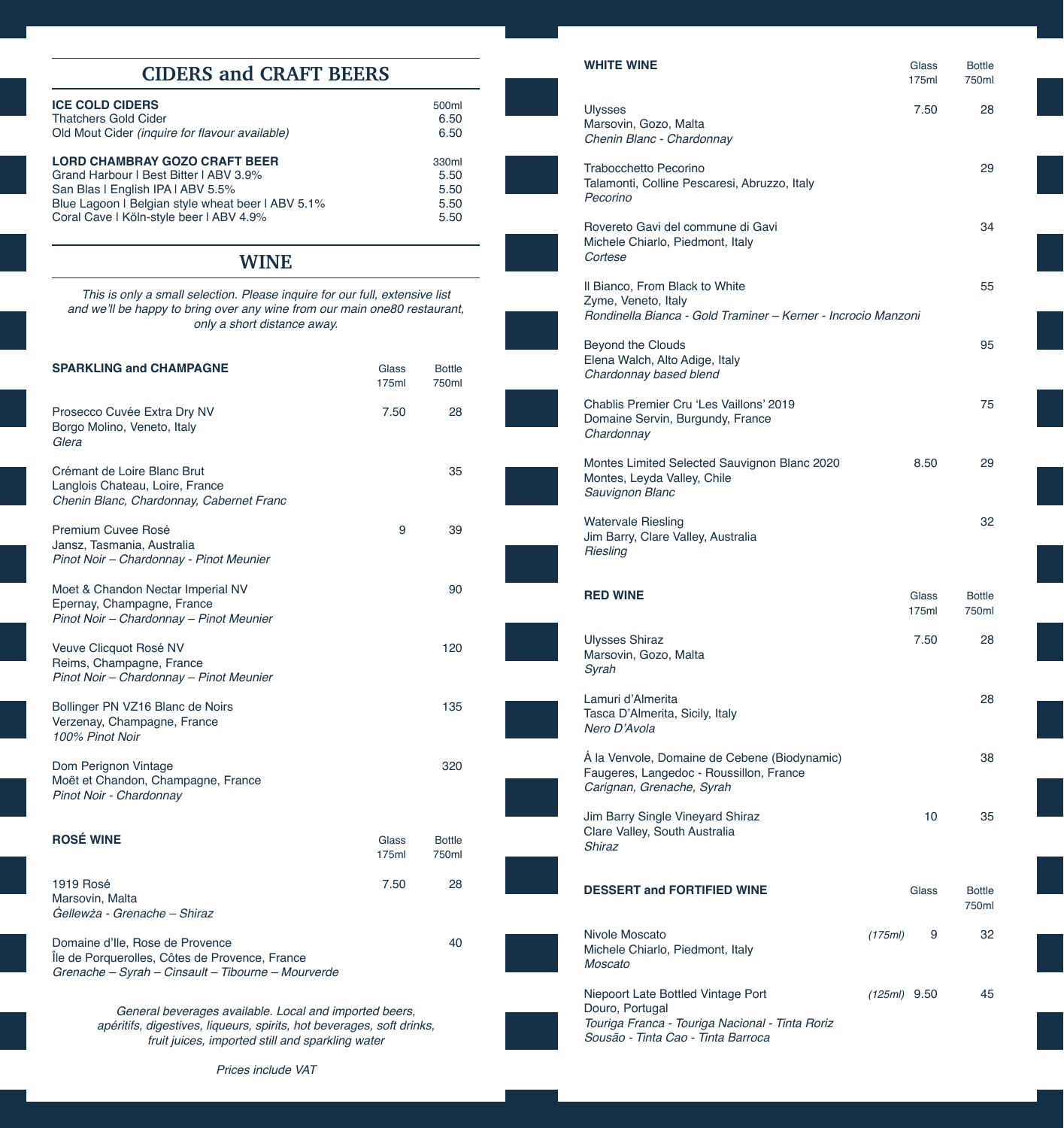## CIDERS and CRAFT BEERS

| ICE COLD CIDERS | 500ml |
|---|---|
| Thatchers Gold Cider | 6.50 |
| Old Mout Cider *(inquire for flavour available)* | 6.50 |

| LORD CHAMBRAY GOZO CRAFT BEER | 330ml |
|---|---|
| Grand Harbour l Best Bitter l ABV 3.9% | 5.50 |
| San Blas l English IPA l ABV 5.5% | 5.50 |
| Blue Lagoon l Belgian style wheat beer l ABV 5.1% | 5.50 |
| Coral Cave l Köln-style beer l ABV 4.9% | 5.50 |

## WINE

*This is only a small selection. Please inquire for our full, extensive list and we'll be happy to bring over any wine from our main one80 restaurant, only a short distance away.*

| SPARKLING and CHAMPAGNE | Glass 175ml | Bottle 750ml |
|---|---|---|
| Prosecco Cuvée Extra Dry NV<br>Borgo Molino, Veneto, Italy<br>*Glera* | 7.50 | 28 |
| Crémant de Loire Blanc Brut<br>Langlois Chateau, Loire, France<br>*Chenin Blanc, Chardonnay, Cabernet Franc* | | 35 |
| Premium Cuvee Rosé<br>Jansz, Tasmania, Australia<br>*Pinot Noir – Chardonnay - Pinot Meunier* | 9 | 39 |
| Moet & Chandon Nectar Imperial NV<br>Epernay, Champagne, France<br>*Pinot Noir – Chardonnay – Pinot Meunier* | | 90 |
| Veuve Clicquot Rosé NV<br>Reims, Champagne, France<br>*Pinot Noir – Chardonnay – Pinot Meunier* | | 120 |
| Bollinger PN VZ16 Blanc de Noirs<br>Verzenay, Champagne, France<br>*100% Pinot Noir* | | 135 |
| Dom Perignon Vintage<br>Moët et Chandon, Champagne, France<br>*Pinot Noir - Chardonnay* | | 320 |

| ROSÉ WINE | Glass 175ml | Bottle 750ml |
|---|---|---|
| 1919 Rosé<br>Marsovin, Malta<br>*Ġellewża - Grenache – Shiraz* | 7.50 | 28 |
| Domaine d'Ile, Rose de Provence<br>Île de Porquerolles, Côtes de Provence, France<br>*Grenache – Syrah – Cinsault – Tibourne – Mourverde* | | 40 |

*General beverages available. Local and imported beers, apéritifs, digestives, liqueurs, spirits, hot beverages, soft drinks, fruit juices, imported still and sparkling water*

*Prices include VAT*

| WHITE WINE | Glass 175ml | Bottle 750ml |
|---|---|---|
| Ulysses<br>Marsovin, Gozo, Malta<br>*Chenin Blanc - Chardonnay* | 7.50 | 28 |
| Trabocchetto Pecorino<br>Talamonti, Colline Pescaresi, Abruzzo, Italy<br>*Pecorino* | | 29 |
| Rovereto Gavi del commune di Gavi<br>Michele Chiarlo, Piedmont, Italy<br>*Cortese* | | 34 |
| Il Bianco, From Black to White<br>Zyme, Veneto, Italy<br>*Rondinella Bianca - Gold Traminer – Kerner - Incrocio Manzoni* | | 55 |
| Beyond the Clouds<br>Elena Walch, Alto Adige, Italy<br>*Chardonnay based blend* | | 95 |
| Chablis Premier Cru 'Les Vaillons' 2019<br>Domaine Servin, Burgundy, France<br>*Chardonnay* | | 75 |
| Montes Limited Selected Sauvignon Blanc 2020<br>Montes, Leyda Valley, Chile<br>*Sauvignon Blanc* | 8.50 | 29 |
| Watervale Riesling<br>Jim Barry, Clare Valley, Australia<br>*Riesling* | | 32 |

| RED WINE | Glass 175ml | Bottle 750ml |
|---|---|---|
| Ulysses Shiraz<br>Marsovin, Gozo, Malta<br>*Syrah* | 7.50 | 28 |
| Lamuri d'Almerita<br>Tasca D'Almerita, Sicily, Italy<br>*Nero D'Avola* | | 28 |
| Á la Venvole, Domaine de Cebene (Biodynamic)<br>Faugeres, Langedoc - Roussillon, France<br>*Carignan, Grenache, Syrah* | | 38 |
| Jim Barry Single Vineyard Shiraz<br>Clare Valley, South Australia<br>*Shiraz* | 10 | 35 |

| DESSERT and FORTIFIED WINE | | Glass | Bottle 750ml |
|---|---|---|---|
| Nivole Moscato<br>Michele Chiarlo, Piedmont, Italy<br>*Moscato* | *(175ml)* | 9 | 32 |
| Niepoort Late Bottled Vintage Port<br>Douro, Portugal<br>*Touriga Franca - Touriga Nacional - Tinta Roriz Sousão - Tinta Cao - Tinta Barroca* | *(125ml)* | 9.50 | 45 |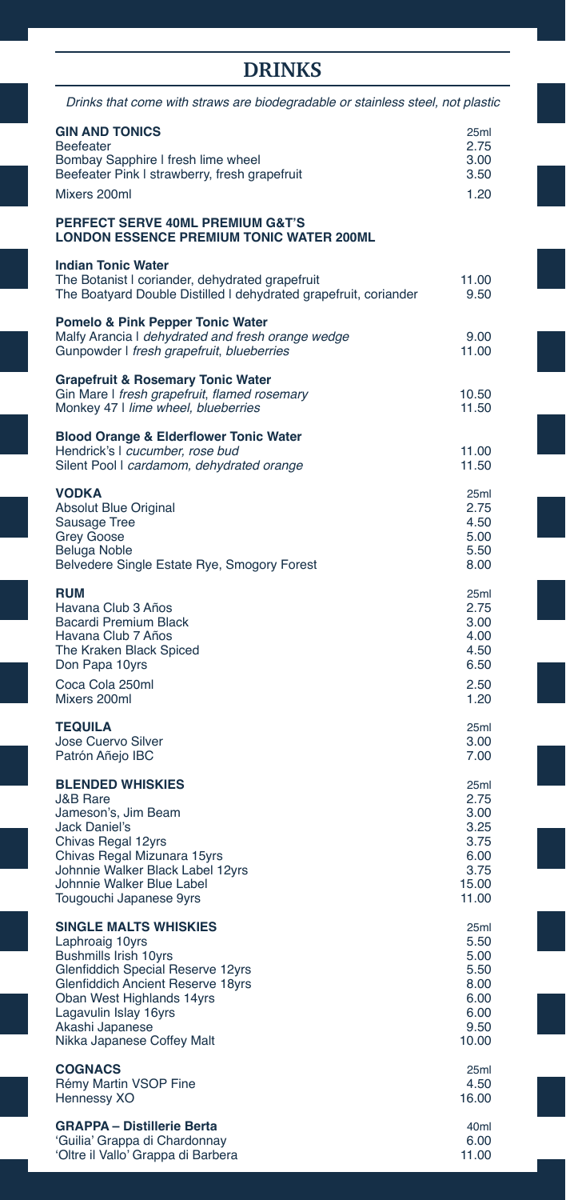## DRINKS

*Drinks that come with straws are biodegradable or stainless steel, not plastic*

| **GIN AND TONICS** | 25ml |
|---|---|
| Beefeater | 2.75 |
| Bombay Sapphire \| fresh lime wheel | 3.00 |
| Beefeater Pink \| strawberry, fresh grapefruit | 3.50 |
| Mixers 200ml | 1.20 |

**PERFECT SERVE 40ML PREMIUM G&T'S**
**LONDON ESSENCE PREMIUM TONIC WATER 200ML**

| **Indian Tonic Water** | |
|---|---|
| The Botanist \| coriander, dehydrated grapefruit | 11.00 |
| The Boatyard Double Distilled \| dehydrated grapefruit, coriander | 9.50 |

| **Pomelo & Pink Pepper Tonic Water** | |
|---|---|
| Malfy Arancia \| *dehydrated and fresh orange wedge* | 9.00 |
| Gunpowder \| *fresh grapefruit, blueberries* | 11.00 |

| **Grapefruit & Rosemary Tonic Water** | |
|---|---|
| Gin Mare \| *fresh grapefruit, flamed rosemary* | 10.50 |
| Monkey 47 \| *lime wheel, blueberries* | 11.50 |

| **Blood Orange & Elderflower Tonic Water** | |
|---|---|
| Hendrick's \| *cucumber, rose bud* | 11.00 |
| Silent Pool \| *cardamom, dehydrated orange* | 11.50 |

| **VODKA** | 25ml |
|---|---|
| Absolut Blue Original | 2.75 |
| Sausage Tree | 4.50 |
| Grey Goose | 5.00 |
| Beluga Noble | 5.50 |
| Belvedere Single Estate Rye, Smogory Forest | 8.00 |

| **RUM** | 25ml |
|---|---|
| Havana Club 3 Años | 2.75 |
| Bacardi Premium Black | 3.00 |
| Havana Club 7 Años | 4.00 |
| The Kraken Black Spiced | 4.50 |
| Don Papa 10yrs | 6.50 |
| Coca Cola 250ml | 2.50 |
| Mixers 200ml | 1.20 |

| **TEQUILA** | 25ml |
|---|---|
| Jose Cuervo Silver | 3.00 |
| Patrón Añejo IBC | 7.00 |

| **BLENDED WHISKIES** | 25ml |
|---|---|
| J&B Rare | 2.75 |
| Jameson's, Jim Beam | 3.00 |
| Jack Daniel's | 3.25 |
| Chivas Regal 12yrs | 3.75 |
| Chivas Regal Mizunara 15yrs | 6.00 |
| Johnnie Walker Black Label 12yrs | 3.75 |
| Johnnie Walker Blue Label | 15.00 |
| Tougouchi Japanese 9yrs | 11.00 |

| **SINGLE MALTS WHISKIES** | 25ml |
|---|---|
| Laphroaig 10yrs | 5.50 |
| Bushmills Irish 10yrs | 5.00 |
| Glenfiddich Special Reserve 12yrs | 5.50 |
| Glenfiddich Ancient Reserve 18yrs | 8.00 |
| Oban West Highlands 14yrs | 6.00 |
| Lagavulin Islay 16yrs | 6.00 |
| Akashi Japanese | 9.50 |
| Nikka Japanese Coffey Malt | 10.00 |

| **COGNACS** | 25ml |
|---|---|
| Rémy Martin VSOP Fine | 4.50 |
| Hennessy XO | 16.00 |

| **GRAPPA – Distillerie Berta** | 40ml |
|---|---|
| 'Guilia' Grappa di Chardonnay | 6.00 |
| 'Oltre il Vallo' Grappa di Barbera | 11.00 |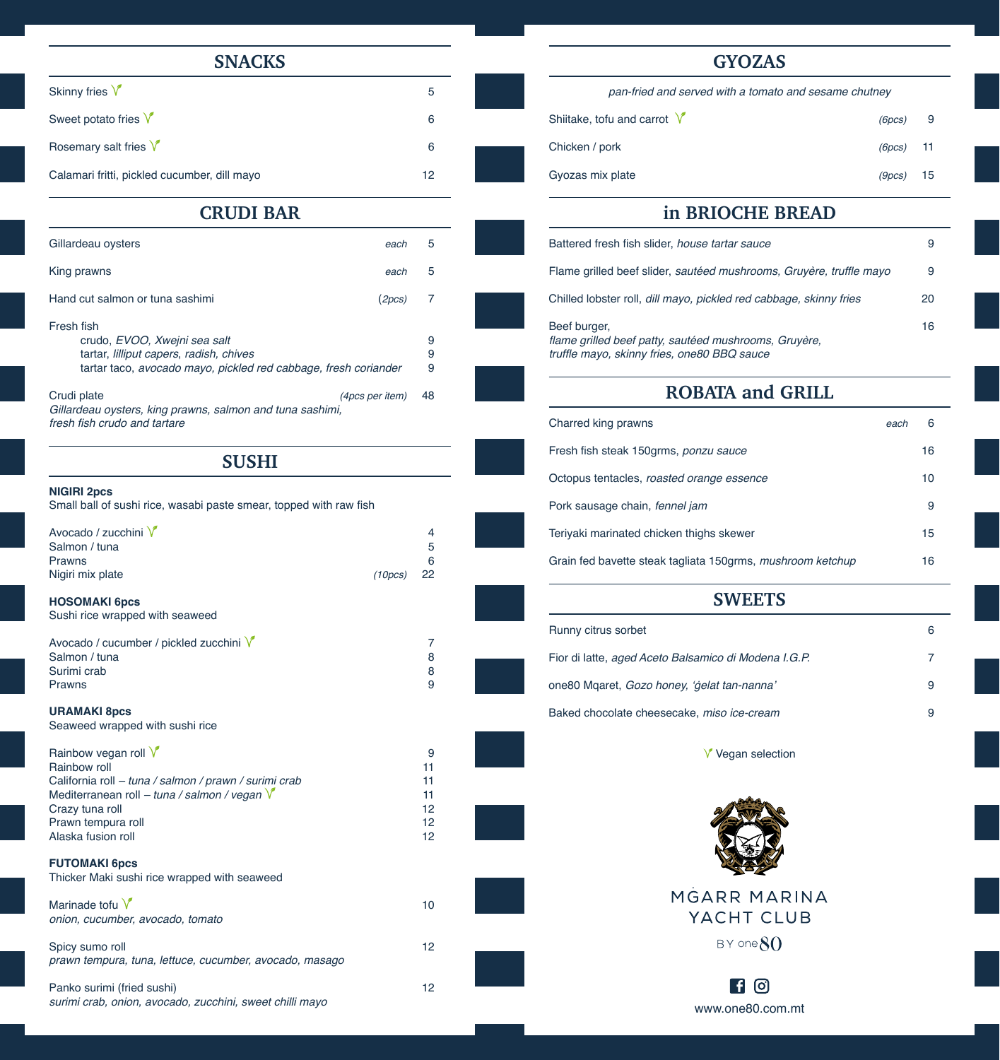## SNACKS

| | | |
|---|---|---|
| Skinny fries V | | 5 |
| Sweet potato fries V | | 6 |
| Rosemary salt fries V | | 6 |
| Calamari fritti, pickled cucumber, dill mayo | | 12 |

## CRUDI BAR

| | | |
|---|---|---|
| Gillardeau oysters | *each* | 5 |
| King prawns | *each* | 5 |
| Hand cut salmon or tuna sashimi | (*2pcs*) | 7 |

Fresh fish

| | |
|---|---|
| crudo, *EVOO, Xwejni sea salt* | 9 |
| tartar, *lilliput capers, radish, chives* | 9 |
| tartar taco, *avocado mayo, pickled red cabbage, fresh coriander* | 9 |

Crudi plate *(4pcs per item)* 48
*Gillardeau oysters, king prawns, salmon and tuna sashimi, fresh fish crudo and tartare*

## SUSHI

**NIGIRI 2pcs**
Small ball of sushi rice, wasabi paste smear, topped with raw fish

| | | |
|---|---|---|
| Avocado / zucchini V | | 4 |
| Salmon / tuna | | 5 |
| Prawns | | 6 |
| Nigiri mix plate | *(10pcs)* | 22 |

**HOSOMAKI 6pcs**
Sushi rice wrapped with seaweed

| | |
|---|---|
| Avocado / cucumber / pickled zucchini V | 7 |
| Salmon / tuna | 8 |
| Surimi crab | 8 |
| Prawns | 9 |

**URAMAKI 8pcs**
Seaweed wrapped with sushi rice

| | |
|---|---|
| Rainbow vegan roll V | 9 |
| Rainbow roll | 11 |
| California roll – *tuna / salmon / prawn / surimi crab* | 11 |
| Mediterranean roll – *tuna / salmon / vegan* V | 11 |
| Crazy tuna roll | 12 |
| Prawn tempura roll | 12 |
| Alaska fusion roll | 12 |

**FUTOMAKI 6pcs**
Thicker Maki sushi rice wrapped with seaweed

Marinade tofu V 10
*onion, cucumber, avocado, tomato*

Spicy sumo roll 12
*prawn tempura, tuna, lettuce, cucumber, avocado, masago*

Panko surimi (fried sushi) 12
*surimi crab, onion, avocado, zucchini, sweet chilli mayo*

## GYOZAS

*pan-fried and served with a tomato and sesame chutney*

| | | |
|---|---|---|
| Shiitake, tofu and carrot V | *(6pcs)* | 9 |
| Chicken / pork | *(6pcs)* | 11 |
| Gyozas mix plate | *(9pcs)* | 15 |

## in BRIOCHE BREAD

| | |
|---|---|
| Battered fresh fish slider, *house tartar sauce* | 9 |
| Flame grilled beef slider, *sautéed mushrooms, Gruyère, truffle mayo* | 9 |
| Chilled lobster roll, *dill mayo, pickled red cabbage, skinny fries* | 20 |
| Beef burger, *flame grilled beef patty, sautéed mushrooms, Gruyère, truffle mayo, skinny fries, one80 BBQ sauce* | 16 |

## ROBATA and GRILL

| | | |
|---|---|---|
| Charred king prawns | *each* | 6 |
| Fresh fish steak 150grms, *ponzu sauce* | | 16 |
| Octopus tentacles, *roasted orange essence* | | 10 |
| Pork sausage chain, *fennel jam* | | 9 |
| Teriyaki marinated chicken thighs skewer | | 15 |
| Grain fed bavette steak tagliata 150grms, *mushroom ketchup* | | 16 |

## SWEETS

| | |
|---|---|
| Runny citrus sorbet | 6 |
| Fior di latte, *aged Aceto Balsamico di Modena I.G.P.* | 7 |
| one80 Mqaret, *Gozo honey, 'ġelat tan-nanna'* | 9 |
| Baked chocolate cheesecake, *miso ice-cream* | 9 |

V Vegan selection

MĠARR MARINA
YACHT CLUB
BY one80

www.one80.com.mt